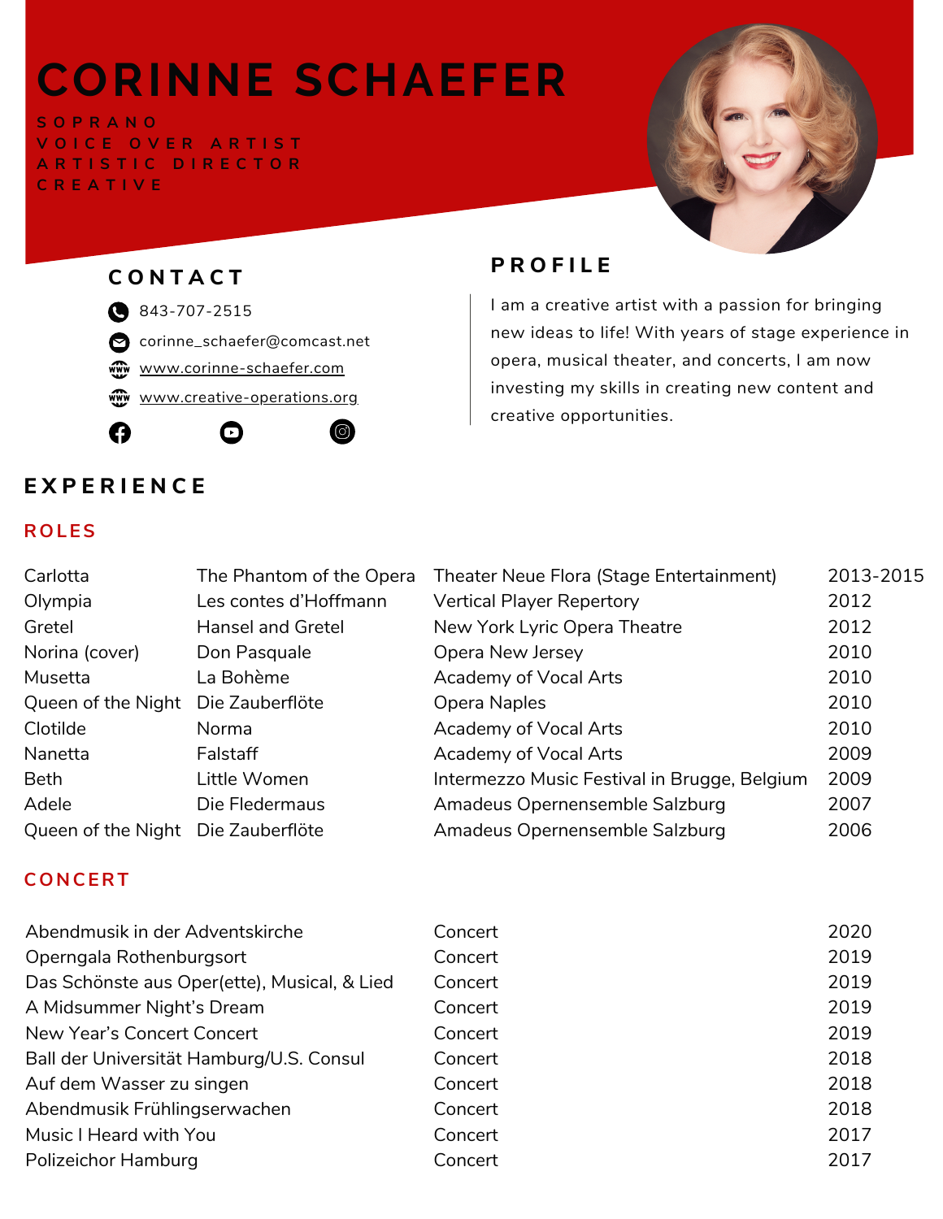# CORINNE SCHAEFER

SOPRANO
VOICE OVER ARTIST
ARTISTIC DIRECTOR
CREATIVE

## CONTACT

843-707-2515

corinne_schaefer@comcast.net

www.corinne-schaefer.com

www.creative-operations.org

## PROFILE

I am a creative artist with a passion for bringing new ideas to life! With years of stage experience in opera, musical theater, and concerts, I am now investing my skills in creating new content and creative opportunities.

## EXPERIENCE

### ROLES

| | | | |
|---|---|---|---|
| Carlotta | The Phantom of the Opera | Theater Neue Flora (Stage Entertainment) | 2013-2015 |
| Olympia | Les contes d'Hoffmann | Vertical Player Repertory | 2012 |
| Gretel | Hansel and Gretel | New York Lyric Opera Theatre | 2012 |
| Norina (cover) | Don Pasquale | Opera New Jersey | 2010 |
| Musetta | La Bohème | Academy of Vocal Arts | 2010 |
| Queen of the Night | Die Zauberflöte | Opera Naples | 2010 |
| Clotilde | Norma | Academy of Vocal Arts | 2010 |
| Nanetta | Falstaff | Academy of Vocal Arts | 2009 |
| Beth | Little Women | Intermezzo Music Festival in Brugge, Belgium | 2009 |
| Adele | Die Fledermaus | Amadeus Opernensemble Salzburg | 2007 |
| Queen of the Night | Die Zauberflöte | Amadeus Opernensemble Salzburg | 2006 |

### CONCERT

| | | |
|---|---|---|
| Abendmusik in der Adventskirche | Concert | 2020 |
| Operngala Rothenburgsort | Concert | 2019 |
| Das Schönste aus Oper(ette), Musical, & Lied | Concert | 2019 |
| A Midsummer Night's Dream | Concert | 2019 |
| New Year's Concert Concert | Concert | 2019 |
| Ball der Universität Hamburg/U.S. Consul | Concert | 2018 |
| Auf dem Wasser zu singen | Concert | 2018 |
| Abendmusik Frühlingserwachen | Concert | 2018 |
| Music I Heard with You | Concert | 2017 |
| Polizeichor Hamburg | Concert | 2017 |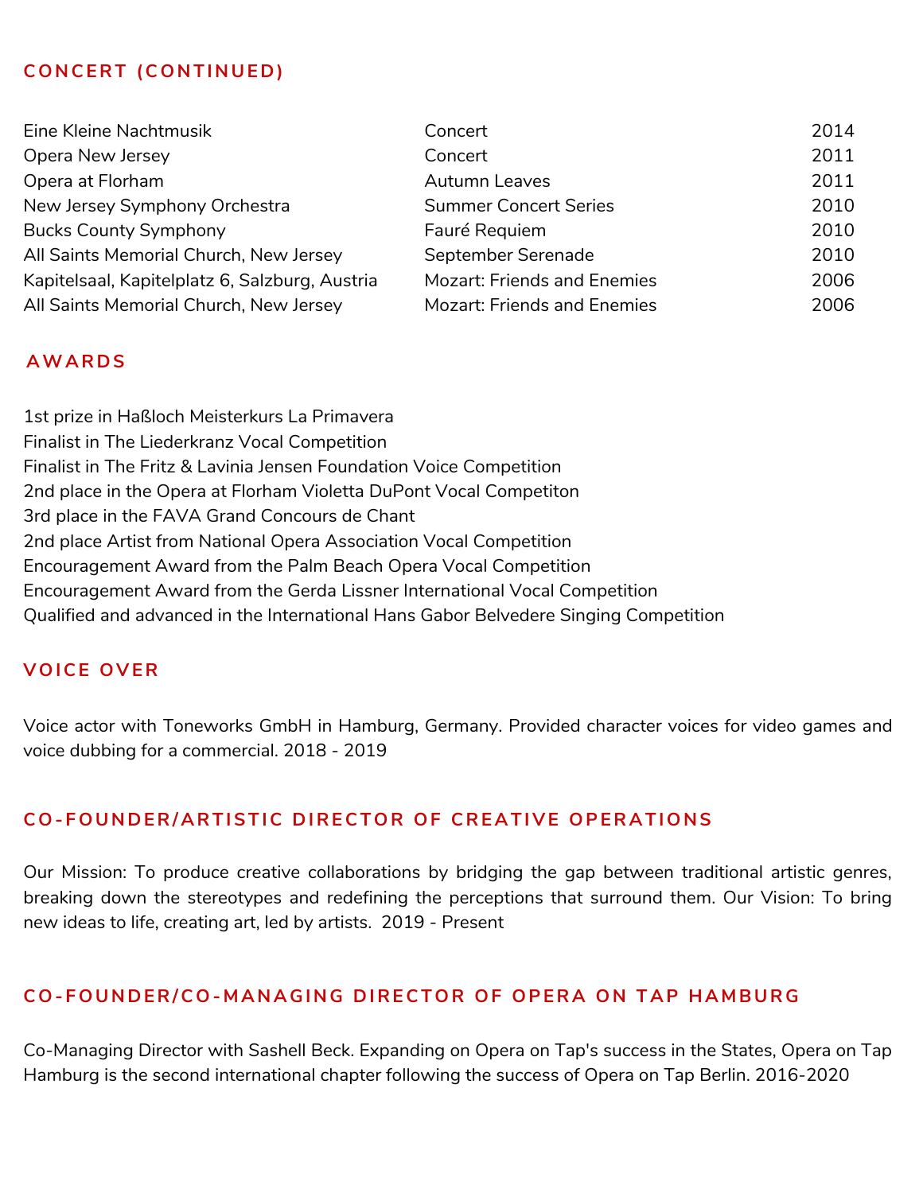## CONCERT (CONTINUED)

| | | |
|---|---|---|
| Eine Kleine Nachtmusik | Concert | 2014 |
| Opera New Jersey | Concert | 2011 |
| Opera at Florham | Autumn Leaves | 2011 |
| New Jersey Symphony Orchestra | Summer Concert Series | 2010 |
| Bucks County Symphony | Fauré Requiem | 2010 |
| All Saints Memorial Church, New Jersey | September Serenade | 2010 |
| Kapitelsaal, Kapitelplatz 6, Salzburg, Austria | Mozart: Friends and Enemies | 2006 |
| All Saints Memorial Church, New Jersey | Mozart: Friends and Enemies | 2006 |

## AWARDS

1st prize in Haßloch Meisterkurs La Primavera
Finalist in The Liederkranz Vocal Competition
Finalist in The Fritz & Lavinia Jensen Foundation Voice Competition
2nd place in the Opera at Florham Violetta DuPont Vocal Competiton
3rd place in the FAVA Grand Concours de Chant
2nd place Artist from National Opera Association Vocal Competition
Encouragement Award from the Palm Beach Opera Vocal Competition
Encouragement Award from the Gerda Lissner International Vocal Competition
Qualified and advanced in the International Hans Gabor Belvedere Singing Competition

## VOICE OVER

Voice actor with Toneworks GmbH in Hamburg, Germany. Provided character voices for video games and voice dubbing for a commercial. 2018 - 2019

## CO-FOUNDER/ARTISTIC DIRECTOR OF CREATIVE OPERATIONS

Our Mission: To produce creative collaborations by bridging the gap between traditional artistic genres, breaking down the stereotypes and redefining the perceptions that surround them. Our Vision: To bring new ideas to life, creating art, led by artists. 2019 - Present

## CO-FOUNDER/CO-MANAGING DIRECTOR OF OPERA ON TAP HAMBURG

Co-Managing Director with Sashell Beck. Expanding on Opera on Tap's success in the States, Opera on Tap Hamburg is the second international chapter following the success of Opera on Tap Berlin. 2016-2020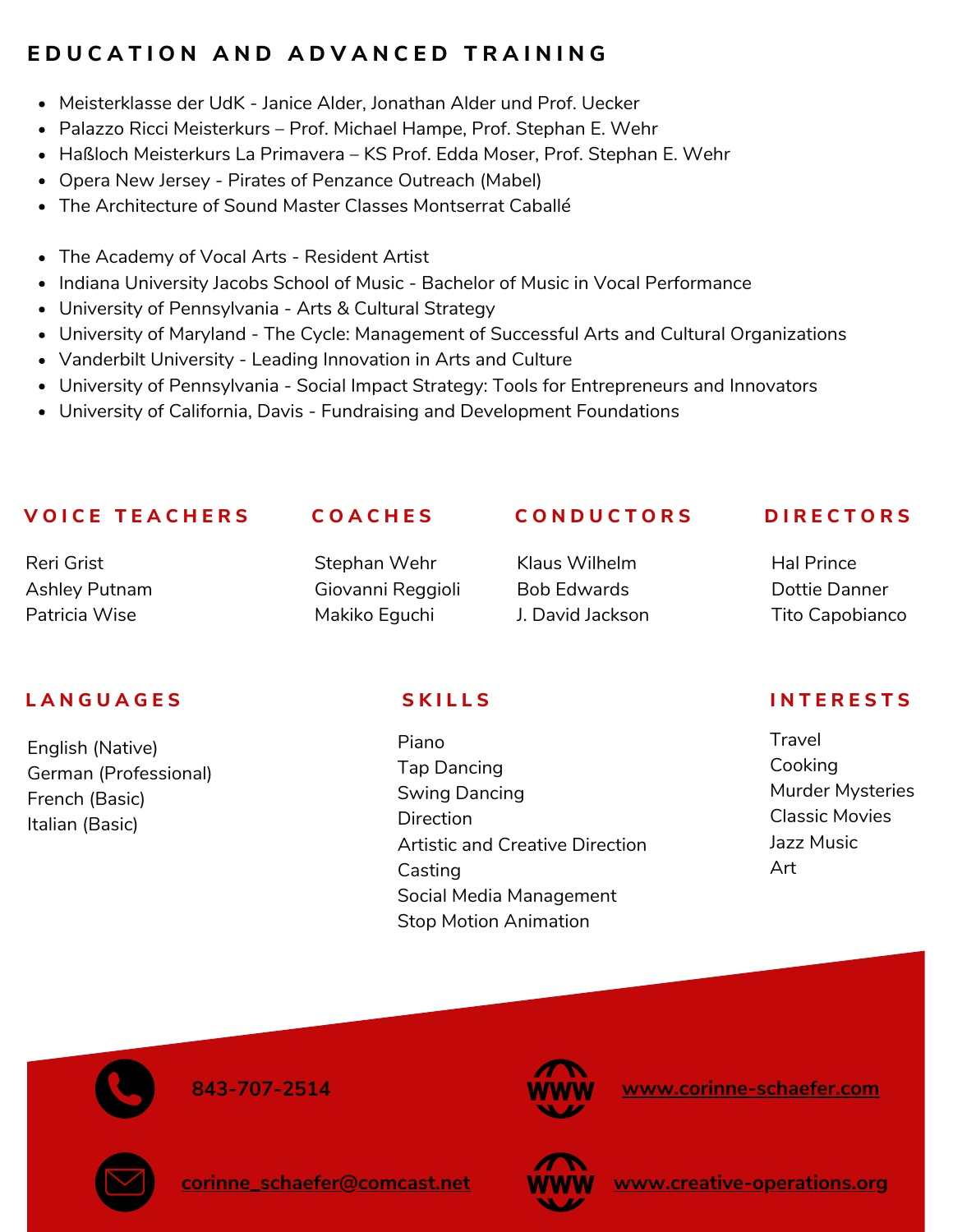## EDUCATION AND ADVANCED TRAINING

- Meisterklasse der UdK - Janice Alder, Jonathan Alder und Prof. Uecker
- Palazzo Ricci Meisterkurs – Prof. Michael Hampe, Prof. Stephan E. Wehr
- Haßloch Meisterkurs La Primavera – KS Prof. Edda Moser, Prof. Stephan E. Wehr
- Opera New Jersey - Pirates of Penzance Outreach (Mabel)
- The Architecture of Sound Master Classes Montserrat Caballé

- The Academy of Vocal Arts - Resident Artist
- Indiana University Jacobs School of Music - Bachelor of Music in Vocal Performance
- University of Pennsylvania - Arts & Cultural Strategy
- University of Maryland - The Cycle: Management of Successful Arts and Cultural Organizations
- Vanderbilt University - Leading Innovation in Arts and Culture
- University of Pennsylvania - Social Impact Strategy: Tools for Entrepreneurs and Innovators
- University of California, Davis - Fundraising and Development Foundations

## VOICE TEACHERS

Reri Grist
Ashley Putnam
Patricia Wise

## COACHES

Stephan Wehr
Giovanni Reggioli
Makiko Eguchi

## CONDUCTORS

Klaus Wilhelm
Bob Edwards
J. David Jackson

## DIRECTORS

Hal Prince
Dottie Danner
Tito Capobianco

## LANGUAGES

English (Native)
German (Professional)
French (Basic)
Italian (Basic)

## SKILLS

Piano
Tap Dancing
Swing Dancing
Direction
Artistic and Creative Direction
Casting
Social Media Management
Stop Motion Animation

## INTERESTS

Travel
Cooking
Murder Mysteries
Classic Movies
Jazz Music
Art

843-707-2514

corinne_schaefer@comcast.net

www.corinne-schaefer.com

www.creative-operations.org